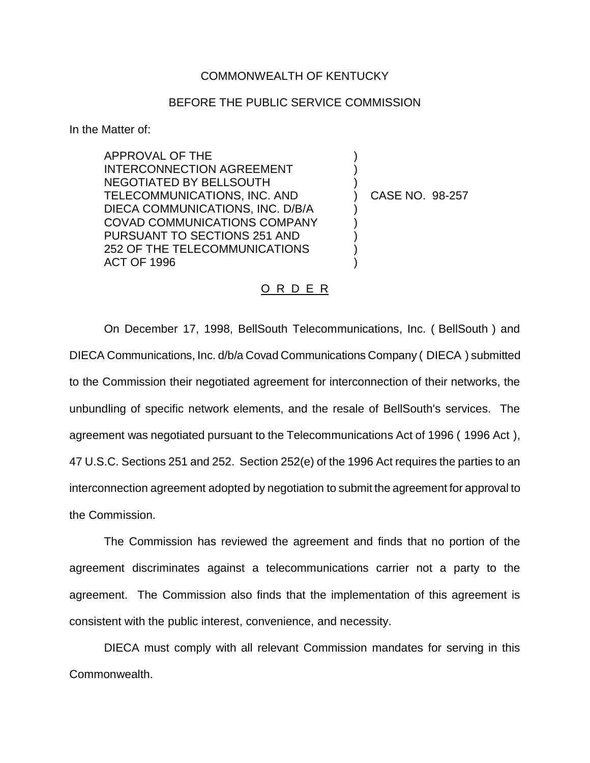COMMONWEALTH OF KENTUCKY

BEFORE THE PUBLIC SERVICE COMMISSION

In the Matter of:

| | | |
|---|---|---|
| APPROVAL OF THE INTERCONNECTION AGREEMENT NEGOTIATED BY BELLSOUTH TELECOMMUNICATIONS, INC. AND DIECA COMMUNICATIONS, INC. D/B/A COVAD COMMUNICATIONS COMPANY PURSUANT TO SECTIONS 251 AND 252 OF THE TELECOMMUNICATIONS ACT OF 1996 | ) | CASE NO. 98-257 |

O R D E R

On December 17, 1998, BellSouth Telecommunications, Inc. ( BellSouth ) and DIECA Communications, Inc. d/b/a Covad Communications Company ( DIECA ) submitted to the Commission their negotiated agreement for interconnection of their networks, the unbundling of specific network elements, and the resale of BellSouth's services. The agreement was negotiated pursuant to the Telecommunications Act of 1996 ( 1996 Act ), 47 U.S.C. Sections 251 and 252. Section 252(e) of the 1996 Act requires the parties to an interconnection agreement adopted by negotiation to submit the agreement for approval to the Commission.

The Commission has reviewed the agreement and finds that no portion of the agreement discriminates against a telecommunications carrier not a party to the agreement. The Commission also finds that the implementation of this agreement is consistent with the public interest, convenience, and necessity.

DIECA must comply with all relevant Commission mandates for serving in this Commonwealth.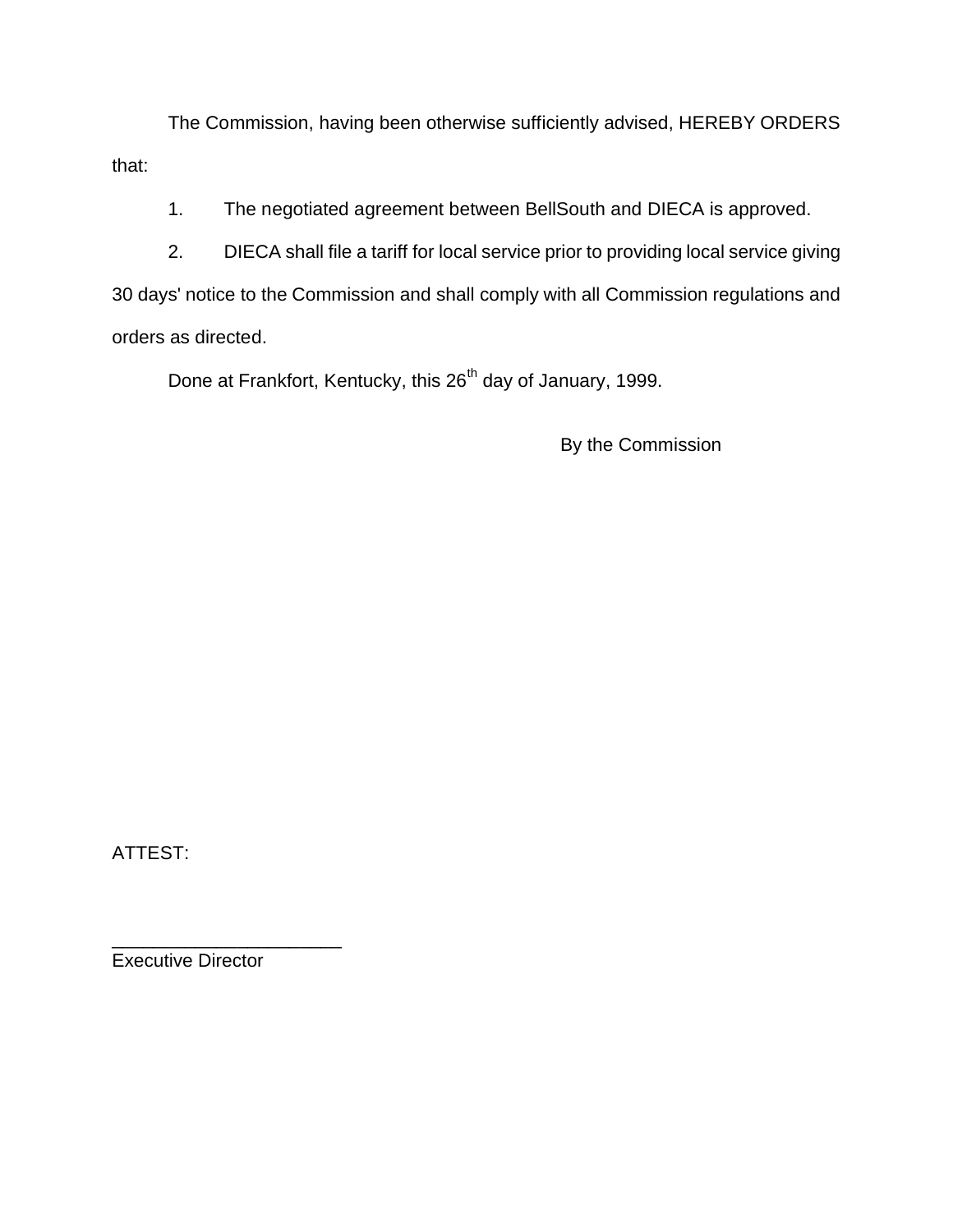The Commission, having been otherwise sufficiently advised, HEREBY ORDERS that:

1. The negotiated agreement between BellSouth and DIECA is approved.

2. DIECA shall file a tariff for local service prior to providing local service giving 30 days' notice to the Commission and shall comply with all Commission regulations and orders as directed.

Done at Frankfort, Kentucky, this 26th day of January, 1999.

By the Commission

ATTEST:

______________________
Executive Director